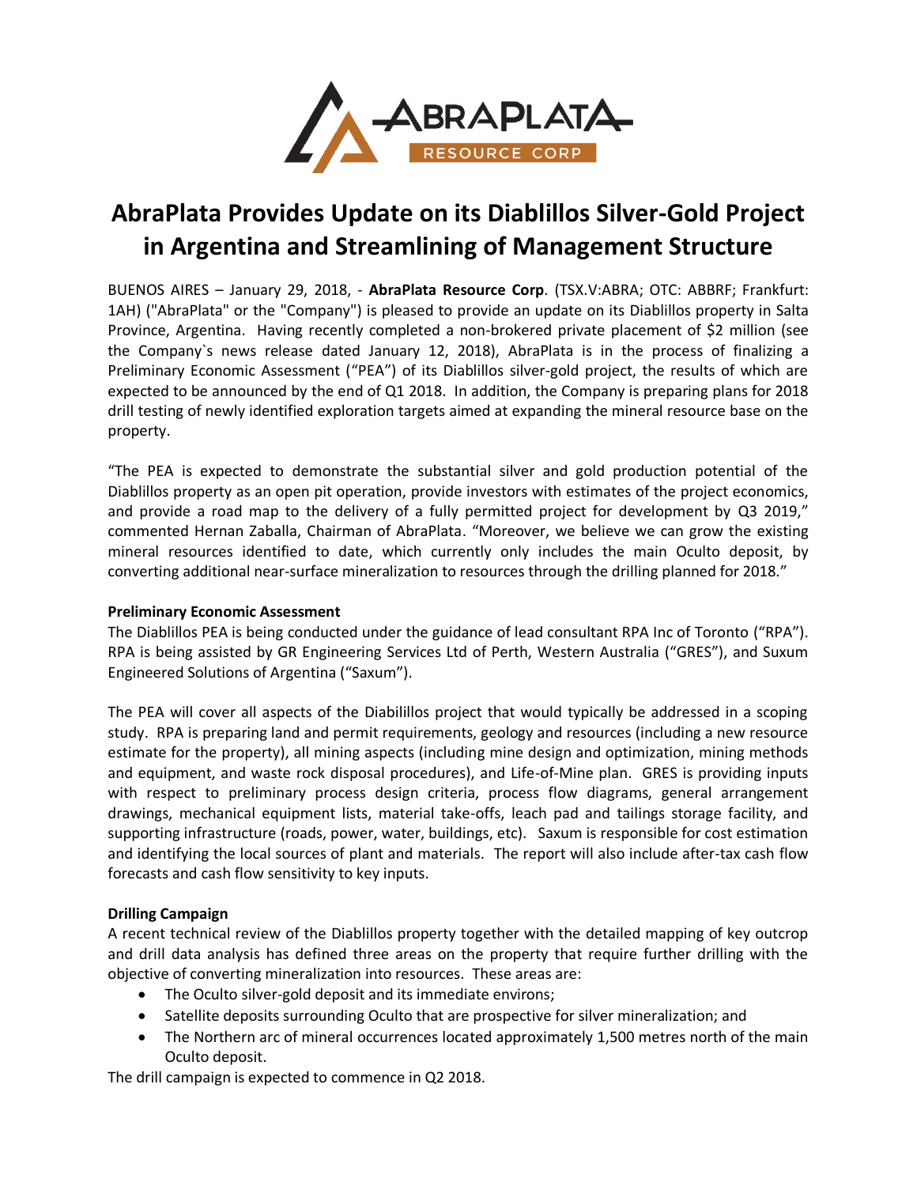# AbraPlata Provides Update on its Diablillos Silver-Gold Project in Argentina and Streamlining of Management Structure

BUENOS AIRES – January 29, 2018, - **AbraPlata Resource Corp**. (TSX.V:ABRA; OTC: ABBRF; Frankfurt: 1AH) ("AbraPlata" or the "Company") is pleased to provide an update on its Diablillos property in Salta Province, Argentina. Having recently completed a non-brokered private placement of $2 million (see the Company`s news release dated January 12, 2018), AbraPlata is in the process of finalizing a Preliminary Economic Assessment ("PEA") of its Diablillos silver-gold project, the results of which are expected to be announced by the end of Q1 2018. In addition, the Company is preparing plans for 2018 drill testing of newly identified exploration targets aimed at expanding the mineral resource base on the property.

"The PEA is expected to demonstrate the substantial silver and gold production potential of the Diablillos property as an open pit operation, provide investors with estimates of the project economics, and provide a road map to the delivery of a fully permitted project for development by Q3 2019," commented Hernan Zaballa, Chairman of AbraPlata. "Moreover, we believe we can grow the existing mineral resources identified to date, which currently only includes the main Oculto deposit, by converting additional near-surface mineralization to resources through the drilling planned for 2018."

**Preliminary Economic Assessment**

The Diablillos PEA is being conducted under the guidance of lead consultant RPA Inc of Toronto ("RPA"). RPA is being assisted by GR Engineering Services Ltd of Perth, Western Australia ("GRES"), and Suxum Engineered Solutions of Argentina ("Saxum").

The PEA will cover all aspects of the Diabilillos project that would typically be addressed in a scoping study. RPA is preparing land and permit requirements, geology and resources (including a new resource estimate for the property), all mining aspects (including mine design and optimization, mining methods and equipment, and waste rock disposal procedures), and Life-of-Mine plan. GRES is providing inputs with respect to preliminary process design criteria, process flow diagrams, general arrangement drawings, mechanical equipment lists, material take-offs, leach pad and tailings storage facility, and supporting infrastructure (roads, power, water, buildings, etc). Saxum is responsible for cost estimation and identifying the local sources of plant and materials. The report will also include after-tax cash flow forecasts and cash flow sensitivity to key inputs.

**Drilling Campaign**

A recent technical review of the Diablillos property together with the detailed mapping of key outcrop and drill data analysis has defined three areas on the property that require further drilling with the objective of converting mineralization into resources. These areas are:

- The Oculto silver-gold deposit and its immediate environs;
- Satellite deposits surrounding Oculto that are prospective for silver mineralization; and
- The Northern arc of mineral occurrences located approximately 1,500 metres north of the main Oculto deposit.

The drill campaign is expected to commence in Q2 2018.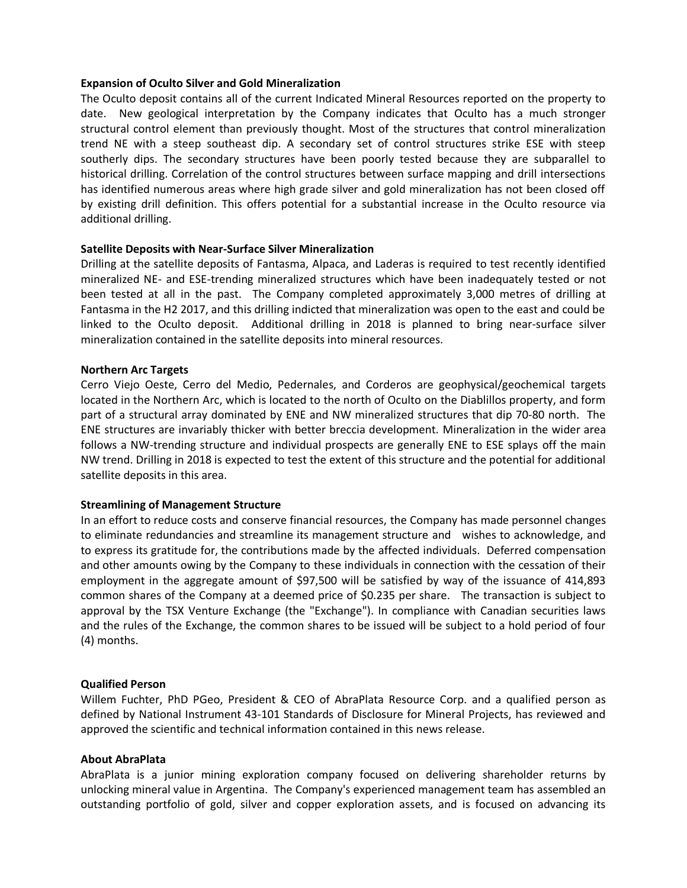**Expansion of Oculto Silver and Gold Mineralization**

The Oculto deposit contains all of the current Indicated Mineral Resources reported on the property to date. New geological interpretation by the Company indicates that Oculto has a much stronger structural control element than previously thought. Most of the structures that control mineralization trend NE with a steep southeast dip. A secondary set of control structures strike ESE with steep southerly dips. The secondary structures have been poorly tested because they are subparallel to historical drilling. Correlation of the control structures between surface mapping and drill intersections has identified numerous areas where high grade silver and gold mineralization has not been closed off by existing drill definition. This offers potential for a substantial increase in the Oculto resource via additional drilling.

**Satellite Deposits with Near-Surface Silver Mineralization**

Drilling at the satellite deposits of Fantasma, Alpaca, and Laderas is required to test recently identified mineralized NE- and ESE-trending mineralized structures which have been inadequately tested or not been tested at all in the past. The Company completed approximately 3,000 metres of drilling at Fantasma in the H2 2017, and this drilling indicted that mineralization was open to the east and could be linked to the Oculto deposit. Additional drilling in 2018 is planned to bring near-surface silver mineralization contained in the satellite deposits into mineral resources.

**Northern Arc Targets**

Cerro Viejo Oeste, Cerro del Medio, Pedernales, and Corderos are geophysical/geochemical targets located in the Northern Arc, which is located to the north of Oculto on the Diablillos property, and form part of a structural array dominated by ENE and NW mineralized structures that dip 70-80 north. The ENE structures are invariably thicker with better breccia development. Mineralization in the wider area follows a NW-trending structure and individual prospects are generally ENE to ESE splays off the main NW trend. Drilling in 2018 is expected to test the extent of this structure and the potential for additional satellite deposits in this area.

**Streamlining of Management Structure**

In an effort to reduce costs and conserve financial resources, the Company has made personnel changes to eliminate redundancies and streamline its management structure and wishes to acknowledge, and to express its gratitude for, the contributions made by the affected individuals. Deferred compensation and other amounts owing by the Company to these individuals in connection with the cessation of their employment in the aggregate amount of $97,500 will be satisfied by way of the issuance of 414,893 common shares of the Company at a deemed price of $0.235 per share. The transaction is subject to approval by the TSX Venture Exchange (the "Exchange"). In compliance with Canadian securities laws and the rules of the Exchange, the common shares to be issued will be subject to a hold period of four (4) months.

**Qualified Person**

Willem Fuchter, PhD PGeo, President & CEO of AbraPlata Resource Corp. and a qualified person as defined by National Instrument 43-101 Standards of Disclosure for Mineral Projects, has reviewed and approved the scientific and technical information contained in this news release.

**About AbraPlata**

AbraPlata is a junior mining exploration company focused on delivering shareholder returns by unlocking mineral value in Argentina. The Company's experienced management team has assembled an outstanding portfolio of gold, silver and copper exploration assets, and is focused on advancing its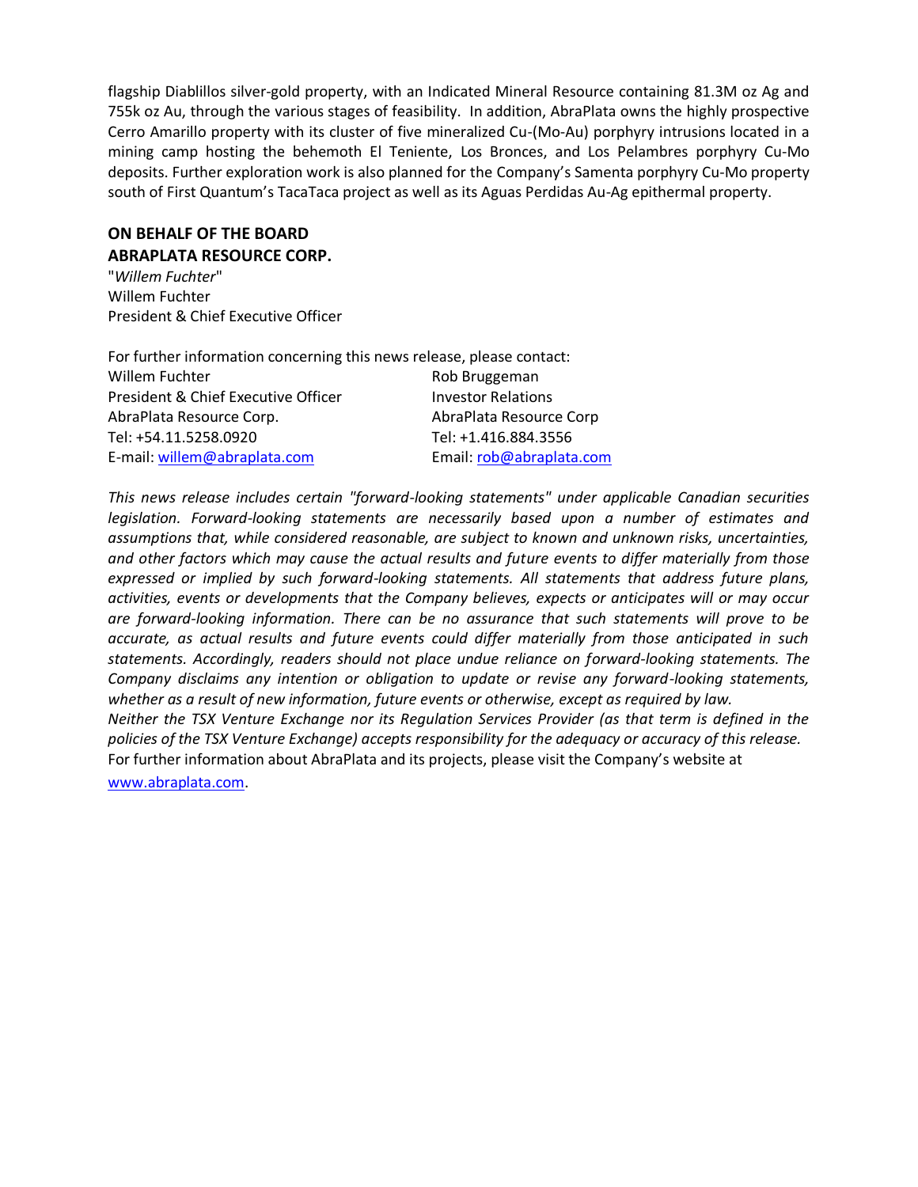flagship Diablillos silver-gold property, with an Indicated Mineral Resource containing 81.3M oz Ag and 755k oz Au, through the various stages of feasibility. In addition, AbraPlata owns the highly prospective Cerro Amarillo property with its cluster of five mineralized Cu-(Mo-Au) porphyry intrusions located in a mining camp hosting the behemoth El Teniente, Los Bronces, and Los Pelambres porphyry Cu-Mo deposits. Further exploration work is also planned for the Company's Samenta porphyry Cu-Mo property south of First Quantum's TacaTaca project as well as its Aguas Perdidas Au-Ag epithermal property.

**ON BEHALF OF THE BOARD**
**ABRAPLATA RESOURCE CORP.**
"*Willem Fuchter*"
Willem Fuchter
President & Chief Executive Officer

For further information concerning this news release, please contact:

| | |
|---|---|
| Willem Fuchter | Rob Bruggeman |
| President & Chief Executive Officer | Investor Relations |
| AbraPlata Resource Corp. | AbraPlata Resource Corp |
| Tel: +54.11.5258.0920 | Tel: +1.416.884.3556 |
| E-mail: willem@abraplata.com | Email: rob@abraplata.com |

*This news release includes certain "forward-looking statements" under applicable Canadian securities legislation. Forward-looking statements are necessarily based upon a number of estimates and assumptions that, while considered reasonable, are subject to known and unknown risks, uncertainties, and other factors which may cause the actual results and future events to differ materially from those expressed or implied by such forward-looking statements. All statements that address future plans, activities, events or developments that the Company believes, expects or anticipates will or may occur are forward-looking information. There can be no assurance that such statements will prove to be accurate, as actual results and future events could differ materially from those anticipated in such statements. Accordingly, readers should not place undue reliance on forward-looking statements. The Company disclaims any intention or obligation to update or revise any forward-looking statements, whether as a result of new information, future events or otherwise, except as required by law.*

*Neither the TSX Venture Exchange nor its Regulation Services Provider (as that term is defined in the policies of the TSX Venture Exchange) accepts responsibility for the adequacy or accuracy of this release.*

For further information about AbraPlata and its projects, please visit the Company's website at www.abraplata.com.